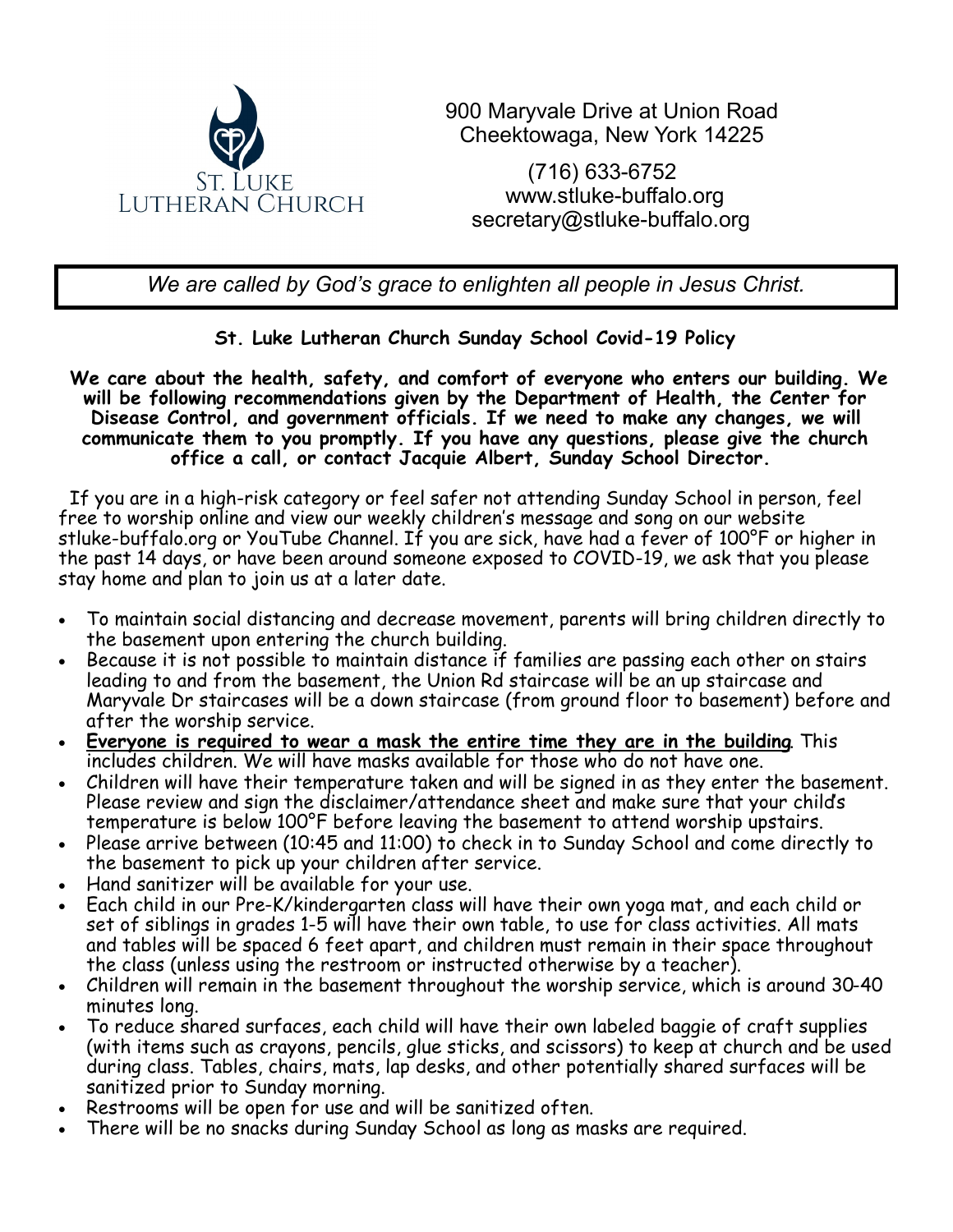St. Luke Lutheran Church

900 Maryvale Drive at Union Road
Cheektowaga, New York 14225

(716) 633-6752
www.stluke-buffalo.org
secretary@stluke-buffalo.org

*We are called by God's grace to enlighten all people in Jesus Christ.*

## St. Luke Lutheran Church Sunday School Covid-19 Policy

**We care about the health, safety, and comfort of everyone who enters our building. We will be following recommendations given by the Department of Health, the Center for Disease Control, and government officials. If we need to make any changes, we will communicate them to you promptly. If you have any questions, please give the church office a call, or contact Jacquie Albert, Sunday School Director.**

If you are in a high-risk category or feel safer not attending Sunday School in person, feel free to worship online and view our weekly children's message and song on our website stluke-buffalo.org or YouTube Channel. If you are sick, have had a fever of 100°F or higher in the past 14 days, or have been around someone exposed to COVID-19, we ask that you please stay home and plan to join us at a later date.

- To maintain social distancing and decrease movement, parents will bring children directly to the basement upon entering the church building.
- Because it is not possible to maintain distance if families are passing each other on stairs leading to and from the basement, the Union Rd staircase will be an up staircase and Maryvale Dr staircases will be a down staircase (from ground floor to basement) before and after the worship service.
- **<u>Everyone is required to wear a mask the entire time they are in the building</u>**. This includes children. We will have masks available for those who do not have one.
- Children will have their temperature taken and will be signed in as they enter the basement. Please review and sign the disclaimer/attendance sheet and make sure that your child's temperature is below 100°F before leaving the basement to attend worship upstairs.
- Please arrive between (10:45 and 11:00) to check in to Sunday School and come directly to the basement to pick up your children after service.
- Hand sanitizer will be available for your use.
- Each child in our Pre-K/kindergarten class will have their own yoga mat, and each child or set of siblings in grades 1-5 will have their own table, to use for class activities. All mats and tables will be spaced 6 feet apart, and children must remain in their space throughout the class (unless using the restroom or instructed otherwise by a teacher).
- Children will remain in the basement throughout the worship service, which is around 30-40 minutes long.
- To reduce shared surfaces, each child will have their own labeled baggie of craft supplies (with items such as crayons, pencils, glue sticks, and scissors) to keep at church and be used during class. Tables, chairs, mats, lap desks, and other potentially shared surfaces will be sanitized prior to Sunday morning.
- Restrooms will be open for use and will be sanitized often.
- There will be no snacks during Sunday School as long as masks are required.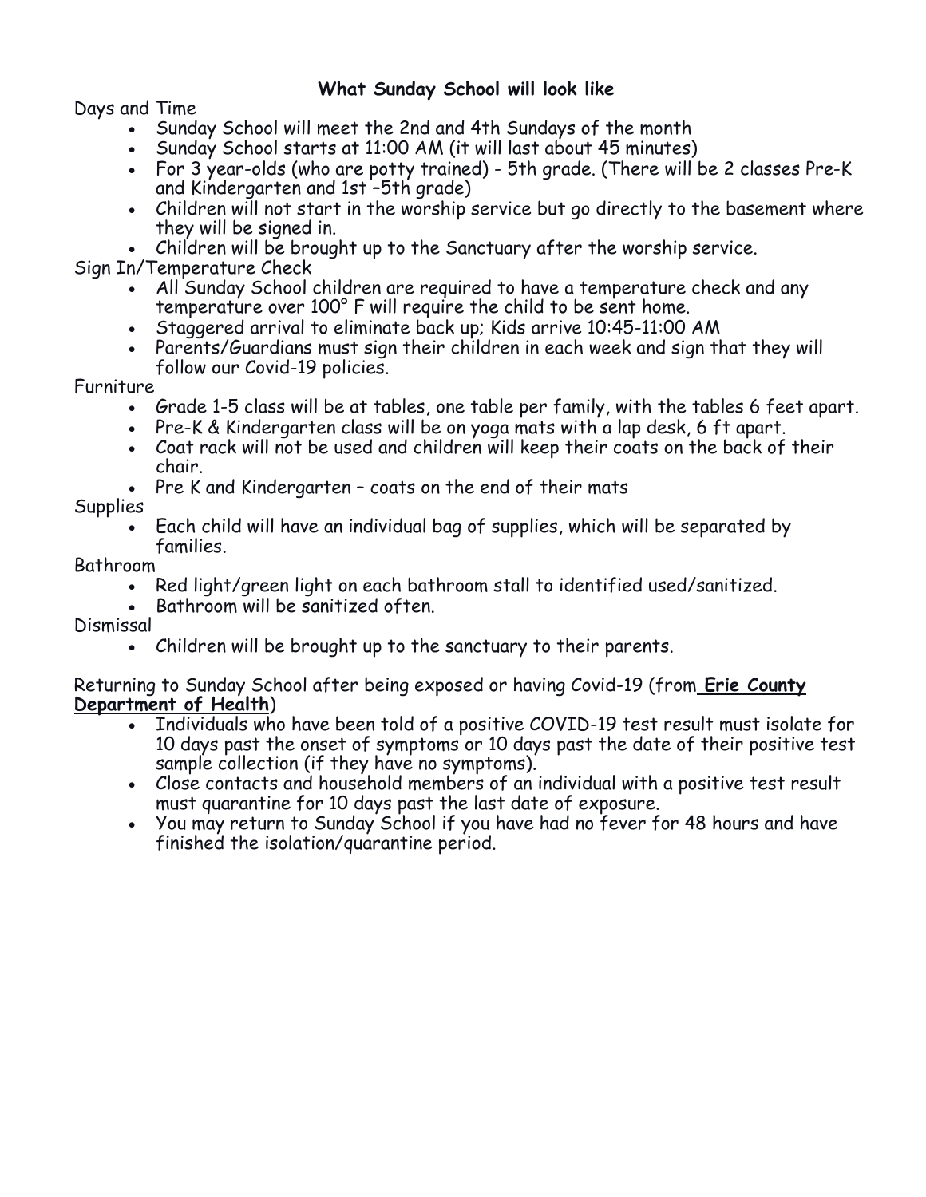## What Sunday School will look like

Days and Time

- Sunday School will meet the 2nd and 4th Sundays of the month
- Sunday School starts at 11:00 AM (it will last about 45 minutes)
- For 3 year-olds (who are potty trained) - 5th grade. (There will be 2 classes Pre-K and Kindergarten and 1st –5th grade)
- Children will not start in the worship service but go directly to the basement where they will be signed in.
- Children will be brought up to the Sanctuary after the worship service.

Sign In/Temperature Check

- All Sunday School children are required to have a temperature check and any temperature over 100° F will require the child to be sent home.
- Staggered arrival to eliminate back up; Kids arrive 10:45-11:00 AM
- Parents/Guardians must sign their children in each week and sign that they will follow our Covid-19 policies.

Furniture

- Grade 1-5 class will be at tables, one table per family, with the tables 6 feet apart.
- Pre-K & Kindergarten class will be on yoga mats with a lap desk, 6 ft apart.
- Coat rack will not be used and children will keep their coats on the back of their chair.
- Pre K and Kindergarten – coats on the end of their mats

Supplies

- Each child will have an individual bag of supplies, which will be separated by families.

Bathroom

- Red light/green light on each bathroom stall to identified used/sanitized.
- Bathroom will be sanitized often.

Dismissal

- Children will be brought up to the sanctuary to their parents.

Returning to Sunday School after being exposed or having Covid-19 (from **Erie County Department of Health**)

- Individuals who have been told of a positive COVID-19 test result must isolate for 10 days past the onset of symptoms or 10 days past the date of their positive test sample collection (if they have no symptoms).
- Close contacts and household members of an individual with a positive test result must quarantine for 10 days past the last date of exposure.
- You may return to Sunday School if you have had no fever for 48 hours and have finished the isolation/quarantine period.